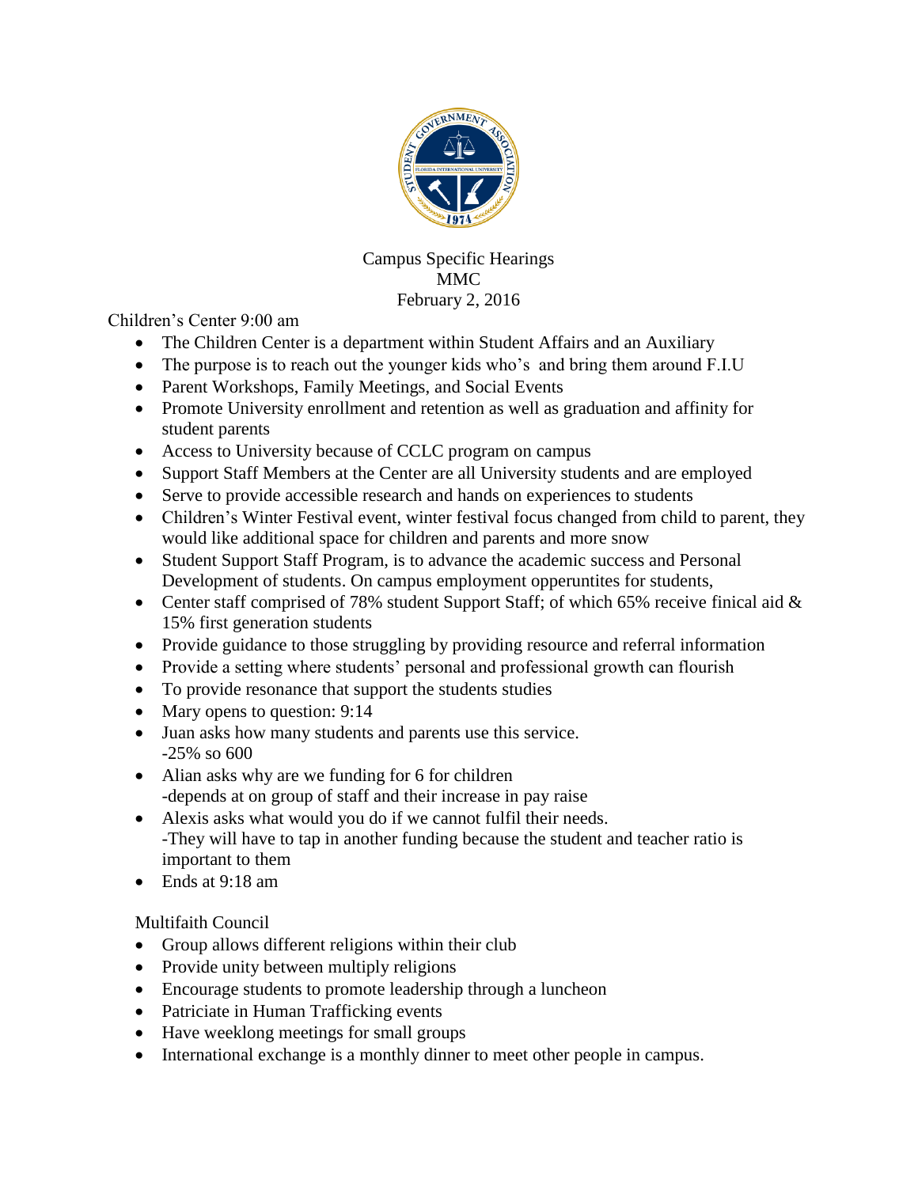Campus Specific Hearings
MMC
February 2, 2016

Children's Center 9:00 am

- The Children Center is a department within Student Affairs and an Auxiliary
- The purpose is to reach out the younger kids who's and bring them around F.I.U
- Parent Workshops, Family Meetings, and Social Events
- Promote University enrollment and retention as well as graduation and affinity for student parents
- Access to University because of CCLC program on campus
- Support Staff Members at the Center are all University students and are employed
- Serve to provide accessible research and hands on experiences to students
- Children's Winter Festival event, winter festival focus changed from child to parent, they would like additional space for children and parents and more snow
- Student Support Staff Program, is to advance the academic success and Personal Development of students. On campus employment opperuntites for students,
- Center staff comprised of 78% student Support Staff; of which 65% receive finical aid & 15% first generation students
- Provide guidance to those struggling by providing resource and referral information
- Provide a setting where students' personal and professional growth can flourish
- To provide resonance that support the students studies
- Mary opens to question: 9:14
- Juan asks how many students and parents use this service.
  -25% so 600
- Alian asks why are we funding for 6 for children
  -depends at on group of staff and their increase in pay raise
- Alexis asks what would you do if we cannot fulfil their needs.
  -They will have to tap in another funding because the student and teacher ratio is important to them
- Ends at 9:18 am

Multifaith Council

- Group allows different religions within their club
- Provide unity between multiply religions
- Encourage students to promote leadership through a luncheon
- Patriciate in Human Trafficking events
- Have weeklong meetings for small groups
- International exchange is a monthly dinner to meet other people in campus.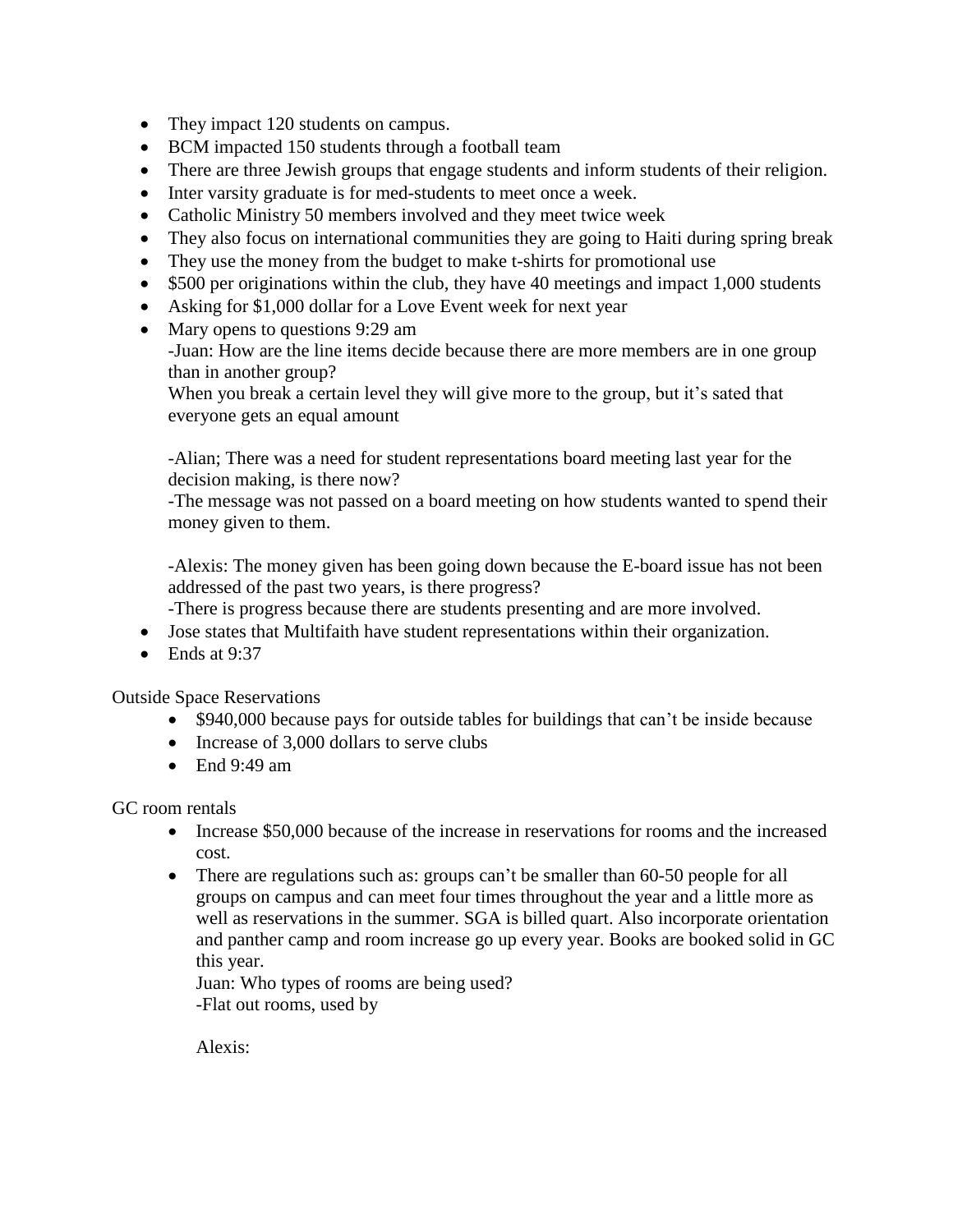- They impact 120 students on campus.
- BCM impacted 150 students through a football team
- There are three Jewish groups that engage students and inform students of their religion.
- Inter varsity graduate is for med-students to meet once a week.
- Catholic Ministry 50 members involved and they meet twice week
- They also focus on international communities they are going to Haiti during spring break
- They use the money from the budget to make t-shirts for promotional use
- $500 per originations within the club, they have 40 meetings and impact 1,000 students
- Asking for $1,000 dollar for a Love Event week for next year
- Mary opens to questions 9:29 am
  -Juan: How are the line items decide because there are more members are in one group than in another group?
  When you break a certain level they will give more to the group, but it's sated that everyone gets an equal amount

  -Alian; There was a need for student representations board meeting last year for the decision making, is there now?
  -The message was not passed on a board meeting on how students wanted to spend their money given to them.

  -Alexis: The money given has been going down because the E-board issue has not been addressed of the past two years, is there progress?
  -There is progress because there are students presenting and are more involved.
- Jose states that Multifaith have student representations within their organization.
- Ends at 9:37

Outside Space Reservations

- $940,000 because pays for outside tables for buildings that can't be inside because
- Increase of 3,000 dollars to serve clubs
- End 9:49 am

GC room rentals

- Increase $50,000 because of the increase in reservations for rooms and the increased cost.
- There are regulations such as: groups can't be smaller than 60-50 people for all groups on campus and can meet four times throughout the year and a little more as well as reservations in the summer. SGA is billed quart. Also incorporate orientation and panther camp and room increase go up every year. Books are booked solid in GC this year.
  Juan: Who types of rooms are being used?
  -Flat out rooms, used by

  Alexis: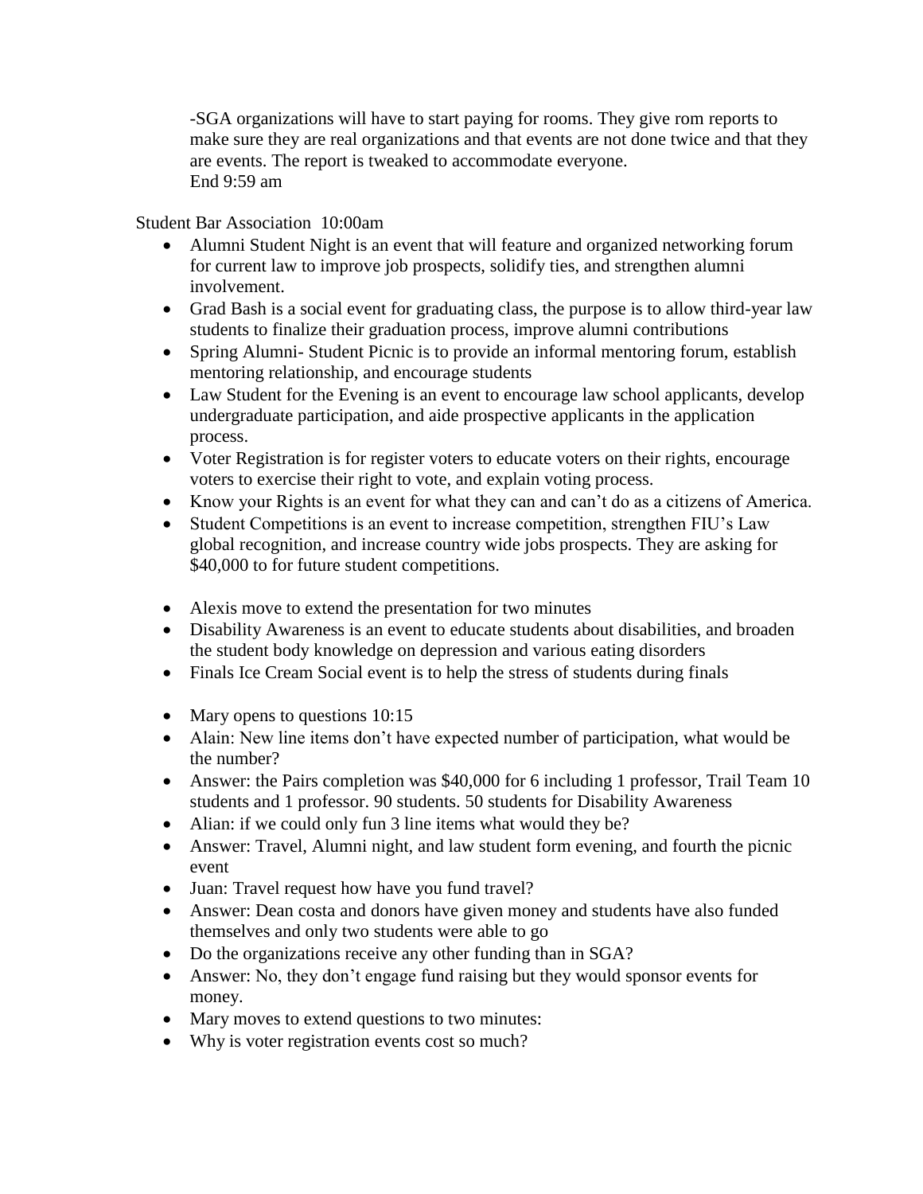-SGA organizations will have to start paying for rooms. They give rom reports to make sure they are real organizations and that events are not done twice and that they are events. The report is tweaked to accommodate everyone.
End 9:59 am

Student Bar Association 10:00am

- Alumni Student Night is an event that will feature and organized networking forum for current law to improve job prospects, solidify ties, and strengthen alumni involvement.
- Grad Bash is a social event for graduating class, the purpose is to allow third-year law students to finalize their graduation process, improve alumni contributions
- Spring Alumni- Student Picnic is to provide an informal mentoring forum, establish mentoring relationship, and encourage students
- Law Student for the Evening is an event to encourage law school applicants, develop undergraduate participation, and aide prospective applicants in the application process.
- Voter Registration is for register voters to educate voters on their rights, encourage voters to exercise their right to vote, and explain voting process.
- Know your Rights is an event for what they can and can't do as a citizens of America.
- Student Competitions is an event to increase competition, strengthen FIU's Law global recognition, and increase country wide jobs prospects. They are asking for $40,000 to for future student competitions.

- Alexis move to extend the presentation for two minutes
- Disability Awareness is an event to educate students about disabilities, and broaden the student body knowledge on depression and various eating disorders
- Finals Ice Cream Social event is to help the stress of students during finals

- Mary opens to questions 10:15
- Alain: New line items don't have expected number of participation, what would be the number?
- Answer: the Pairs completion was $40,000 for 6 including 1 professor, Trail Team 10 students and 1 professor. 90 students. 50 students for Disability Awareness
- Alian: if we could only fun 3 line items what would they be?
- Answer: Travel, Alumni night, and law student form evening, and fourth the picnic event
- Juan: Travel request how have you fund travel?
- Answer: Dean costa and donors have given money and students have also funded themselves and only two students were able to go
- Do the organizations receive any other funding than in SGA?
- Answer: No, they don't engage fund raising but they would sponsor events for money.
- Mary moves to extend questions to two minutes:
- Why is voter registration events cost so much?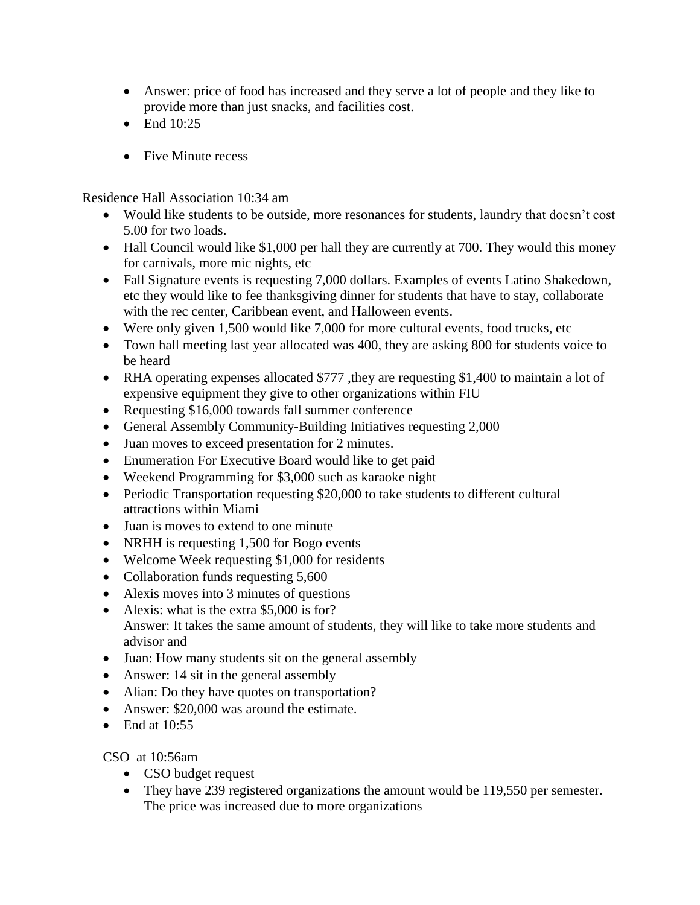- Answer: price of food has increased and they serve a lot of people and they like to provide more than just snacks, and facilities cost.
- End 10:25

- Five Minute recess

Residence Hall Association 10:34 am

- Would like students to be outside, more resonances for students, laundry that doesn't cost 5.00 for two loads.
- Hall Council would like $1,000 per hall they are currently at 700. They would this money for carnivals, more mic nights, etc
- Fall Signature events is requesting 7,000 dollars. Examples of events Latino Shakedown, etc they would like to fee thanksgiving dinner for students that have to stay, collaborate with the rec center, Caribbean event, and Halloween events.
- Were only given 1,500 would like 7,000 for more cultural events, food trucks, etc
- Town hall meeting last year allocated was 400, they are asking 800 for students voice to be heard
- RHA operating expenses allocated $777 ,they are requesting $1,400 to maintain a lot of expensive equipment they give to other organizations within FIU
- Requesting $16,000 towards fall summer conference
- General Assembly Community-Building Initiatives requesting 2,000
- Juan moves to exceed presentation for 2 minutes.
- Enumeration For Executive Board would like to get paid
- Weekend Programming for $3,000 such as karaoke night
- Periodic Transportation requesting $20,000 to take students to different cultural attractions within Miami
- Juan is moves to extend to one minute
- NRHH is requesting 1,500 for Bogo events
- Welcome Week requesting $1,000 for residents
- Collaboration funds requesting 5,600
- Alexis moves into 3 minutes of questions
- Alexis: what is the extra $5,000 is for?
  Answer: It takes the same amount of students, they will like to take more students and advisor and
- Juan: How many students sit on the general assembly
- Answer: 14 sit in the general assembly
- Alian: Do they have quotes on transportation?
- Answer: $20,000 was around the estimate.
- End at 10:55

CSO at 10:56am

- CSO budget request
- They have 239 registered organizations the amount would be 119,550 per semester. The price was increased due to more organizations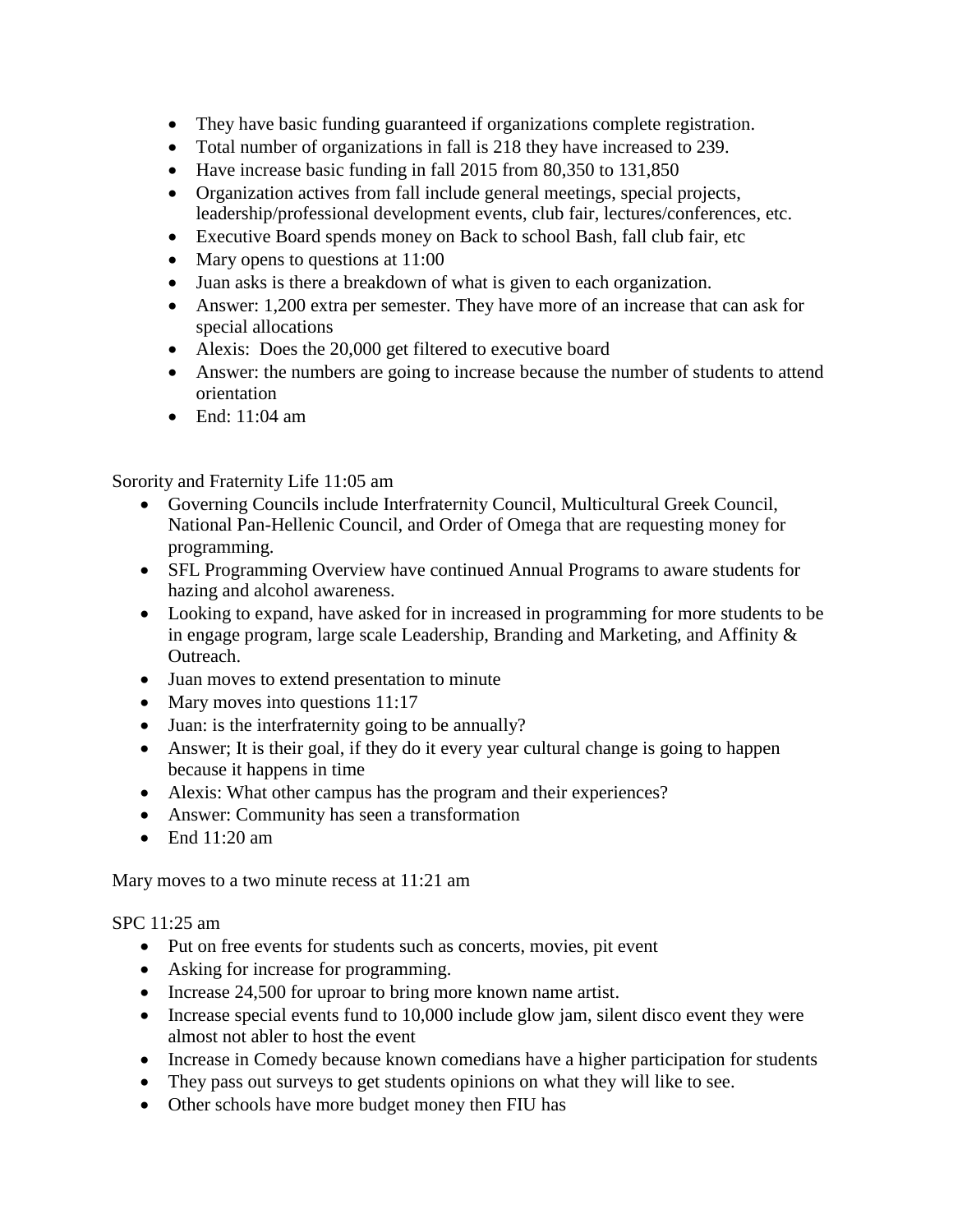- They have basic funding guaranteed if organizations complete registration.
- Total number of organizations in fall is 218 they have increased to 239.
- Have increase basic funding in fall 2015 from 80,350 to 131,850
- Organization actives from fall include general meetings, special projects, leadership/professional development events, club fair, lectures/conferences, etc.
- Executive Board spends money on Back to school Bash, fall club fair, etc
- Mary opens to questions at 11:00
- Juan asks is there a breakdown of what is given to each organization.
- Answer: 1,200 extra per semester. They have more of an increase that can ask for special allocations
- Alexis: Does the 20,000 get filtered to executive board
- Answer: the numbers are going to increase because the number of students to attend orientation
- End: 11:04 am

Sorority and Fraternity Life 11:05 am

- Governing Councils include Interfraternity Council, Multicultural Greek Council, National Pan-Hellenic Council, and Order of Omega that are requesting money for programming.
- SFL Programming Overview have continued Annual Programs to aware students for hazing and alcohol awareness.
- Looking to expand, have asked for in increased in programming for more students to be in engage program, large scale Leadership, Branding and Marketing, and Affinity & Outreach.
- Juan moves to extend presentation to minute
- Mary moves into questions 11:17
- Juan: is the interfraternity going to be annually?
- Answer; It is their goal, if they do it every year cultural change is going to happen because it happens in time
- Alexis: What other campus has the program and their experiences?
- Answer: Community has seen a transformation
- End 11:20 am

Mary moves to a two minute recess at 11:21 am

SPC 11:25 am

- Put on free events for students such as concerts, movies, pit event
- Asking for increase for programming.
- Increase 24,500 for uproar to bring more known name artist.
- Increase special events fund to 10,000 include glow jam, silent disco event they were almost not abler to host the event
- Increase in Comedy because known comedians have a higher participation for students
- They pass out surveys to get students opinions on what they will like to see.
- Other schools have more budget money then FIU has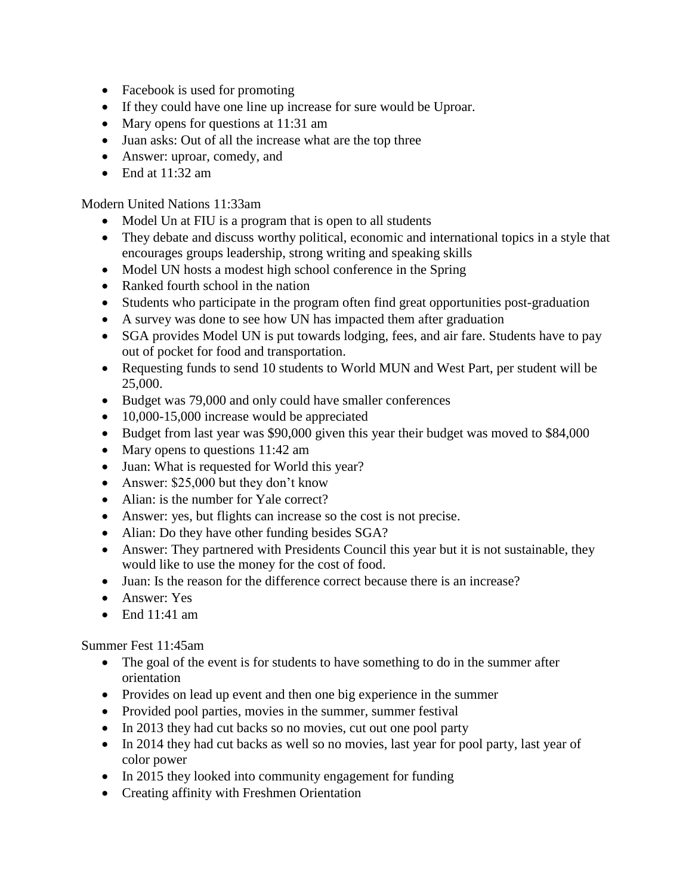- Facebook is used for promoting
- If they could have one line up increase for sure would be Uproar.
- Mary opens for questions at 11:31 am
- Juan asks: Out of all the increase what are the top three
- Answer: uproar, comedy, and
- End at 11:32 am

Modern United Nations 11:33am

- Model Un at FIU is a program that is open to all students
- They debate and discuss worthy political, economic and international topics in a style that encourages groups leadership, strong writing and speaking skills
- Model UN hosts a modest high school conference in the Spring
- Ranked fourth school in the nation
- Students who participate in the program often find great opportunities post-graduation
- A survey was done to see how UN has impacted them after graduation
- SGA provides Model UN is put towards lodging, fees, and air fare. Students have to pay out of pocket for food and transportation.
- Requesting funds to send 10 students to World MUN and West Part, per student will be 25,000.
- Budget was 79,000 and only could have smaller conferences
- 10,000-15,000 increase would be appreciated
- Budget from last year was $90,000 given this year their budget was moved to $84,000
- Mary opens to questions 11:42 am
- Juan: What is requested for World this year?
- Answer: $25,000 but they don't know
- Alian: is the number for Yale correct?
- Answer: yes, but flights can increase so the cost is not precise.
- Alian: Do they have other funding besides SGA?
- Answer: They partnered with Presidents Council this year but it is not sustainable, they would like to use the money for the cost of food.
- Juan: Is the reason for the difference correct because there is an increase?
- Answer: Yes
- End 11:41 am

Summer Fest 11:45am

- The goal of the event is for students to have something to do in the summer after orientation
- Provides on lead up event and then one big experience in the summer
- Provided pool parties, movies in the summer, summer festival
- In 2013 they had cut backs so no movies, cut out one pool party
- In 2014 they had cut backs as well so no movies, last year for pool party, last year of color power
- In 2015 they looked into community engagement for funding
- Creating affinity with Freshmen Orientation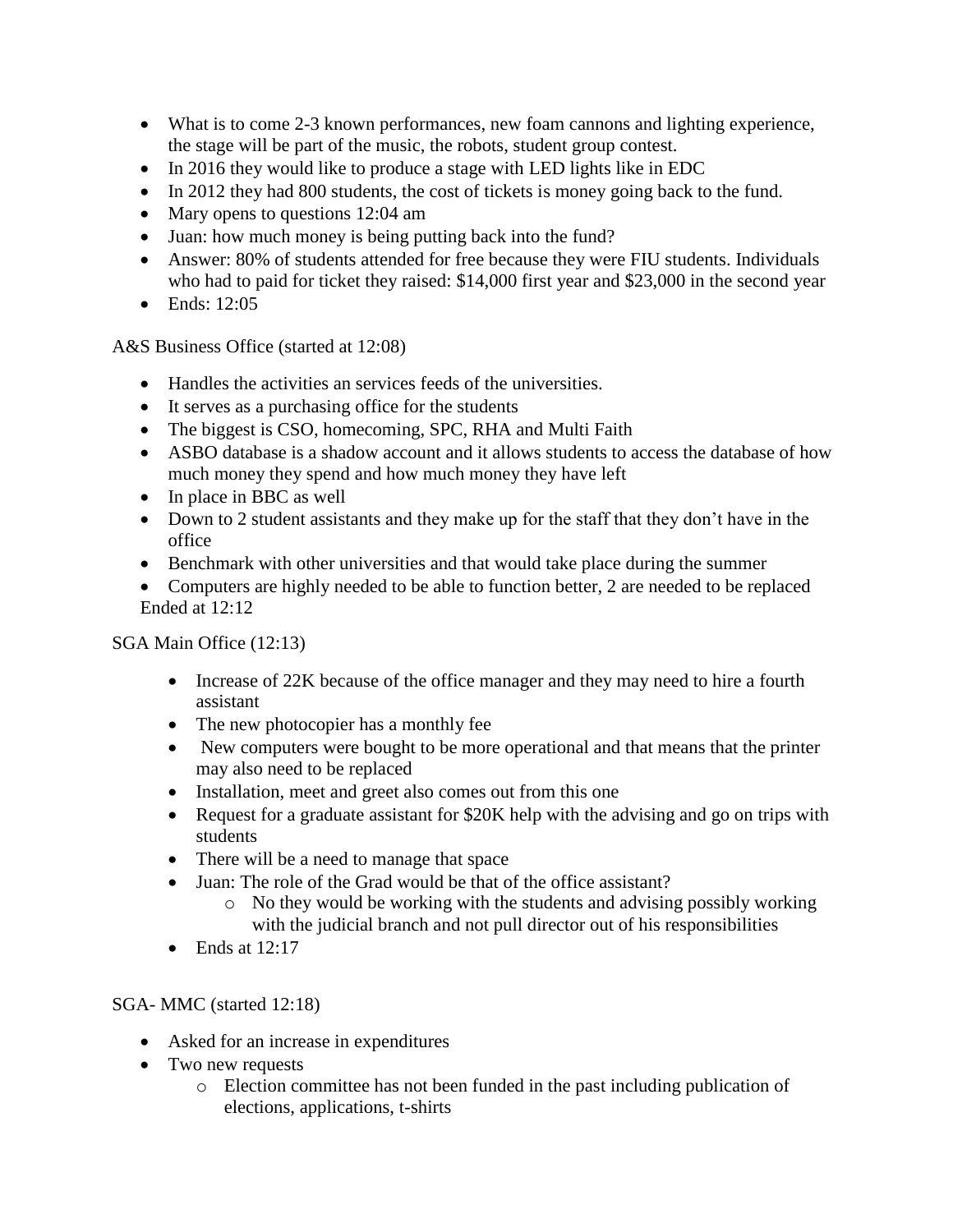- What is to come 2-3 known performances, new foam cannons and lighting experience, the stage will be part of the music, the robots, student group contest.
- In 2016 they would like to produce a stage with LED lights like in EDC
- In 2012 they had 800 students, the cost of tickets is money going back to the fund.
- Mary opens to questions 12:04 am
- Juan: how much money is being putting back into the fund?
- Answer: 80% of students attended for free because they were FIU students. Individuals who had to paid for ticket they raised: $14,000 first year and $23,000 in the second year
- Ends: 12:05

A&S Business Office (started at 12:08)

- Handles the activities an services feeds of the universities.
- It serves as a purchasing office for the students
- The biggest is CSO, homecoming, SPC, RHA and Multi Faith
- ASBO database is a shadow account and it allows students to access the database of how much money they spend and how much money they have left
- In place in BBC as well
- Down to 2 student assistants and they make up for the staff that they don't have in the office
- Benchmark with other universities and that would take place during the summer
- Computers are highly needed to be able to function better, 2 are needed to be replaced

Ended at 12:12

SGA Main Office (12:13)

- Increase of 22K because of the office manager and they may need to hire a fourth assistant
- The new photocopier has a monthly fee
- New computers were bought to be more operational and that means that the printer may also need to be replaced
- Installation, meet and greet also comes out from this one
- Request for a graduate assistant for $20K help with the advising and go on trips with students
- There will be a need to manage that space
- Juan: The role of the Grad would be that of the office assistant?
    - No they would be working with the students and advising possibly working with the judicial branch and not pull director out of his responsibilities
- Ends at 12:17

SGA- MMC (started 12:18)

- Asked for an increase in expenditures
- Two new requests
    - Election committee has not been funded in the past including publication of elections, applications, t-shirts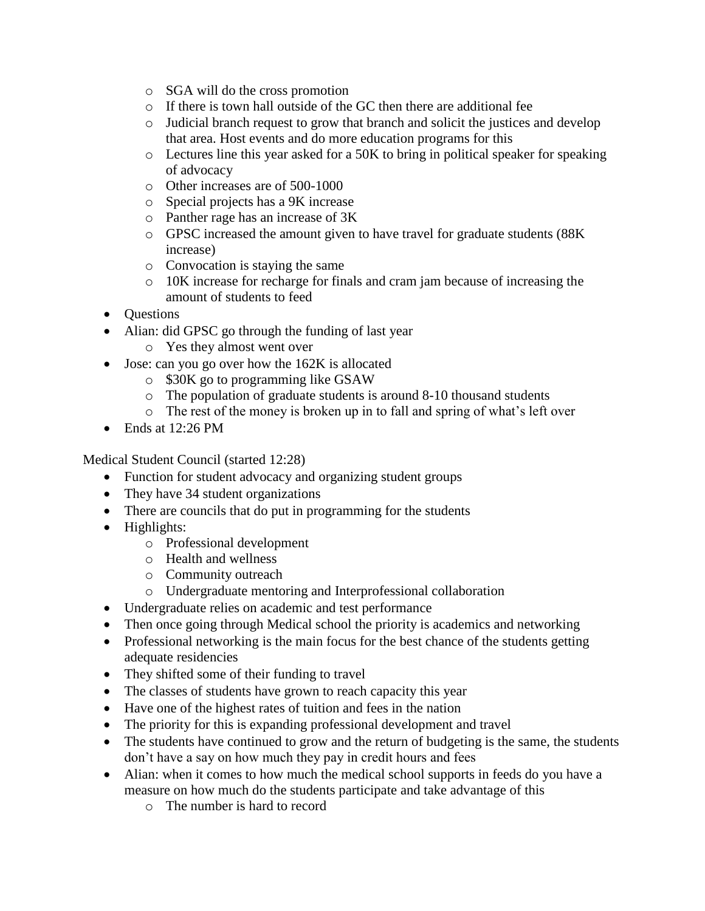- SGA will do the cross promotion
  - If there is town hall outside of the GC then there are additional fee
  - Judicial branch request to grow that branch and solicit the justices and develop that area. Host events and do more education programs for this
  - Lectures line this year asked for a 50K to bring in political speaker for speaking of advocacy
  - Other increases are of 500-1000
  - Special projects has a 9K increase
  - Panther rage has an increase of 3K
  - GPSC increased the amount given to have travel for graduate students (88K increase)
  - Convocation is staying the same
  - 10K increase for recharge for finals and cram jam because of increasing the amount of students to feed
- Questions
- Alian: did GPSC go through the funding of last year
  - Yes they almost went over
- Jose: can you go over how the 162K is allocated
  - $30K go to programming like GSAW
  - The population of graduate students is around 8-10 thousand students
  - The rest of the money is broken up in to fall and spring of what's left over
- Ends at 12:26 PM

Medical Student Council (started 12:28)

- Function for student advocacy and organizing student groups
- They have 34 student organizations
- There are councils that do put in programming for the students
- Highlights:
  - Professional development
  - Health and wellness
  - Community outreach
  - Undergraduate mentoring and Interprofessional collaboration
- Undergraduate relies on academic and test performance
- Then once going through Medical school the priority is academics and networking
- Professional networking is the main focus for the best chance of the students getting adequate residencies
- They shifted some of their funding to travel
- The classes of students have grown to reach capacity this year
- Have one of the highest rates of tuition and fees in the nation
- The priority for this is expanding professional development and travel
- The students have continued to grow and the return of budgeting is the same, the students don't have a say on how much they pay in credit hours and fees
- Alian: when it comes to how much the medical school supports in feeds do you have a measure on how much do the students participate and take advantage of this
  - The number is hard to record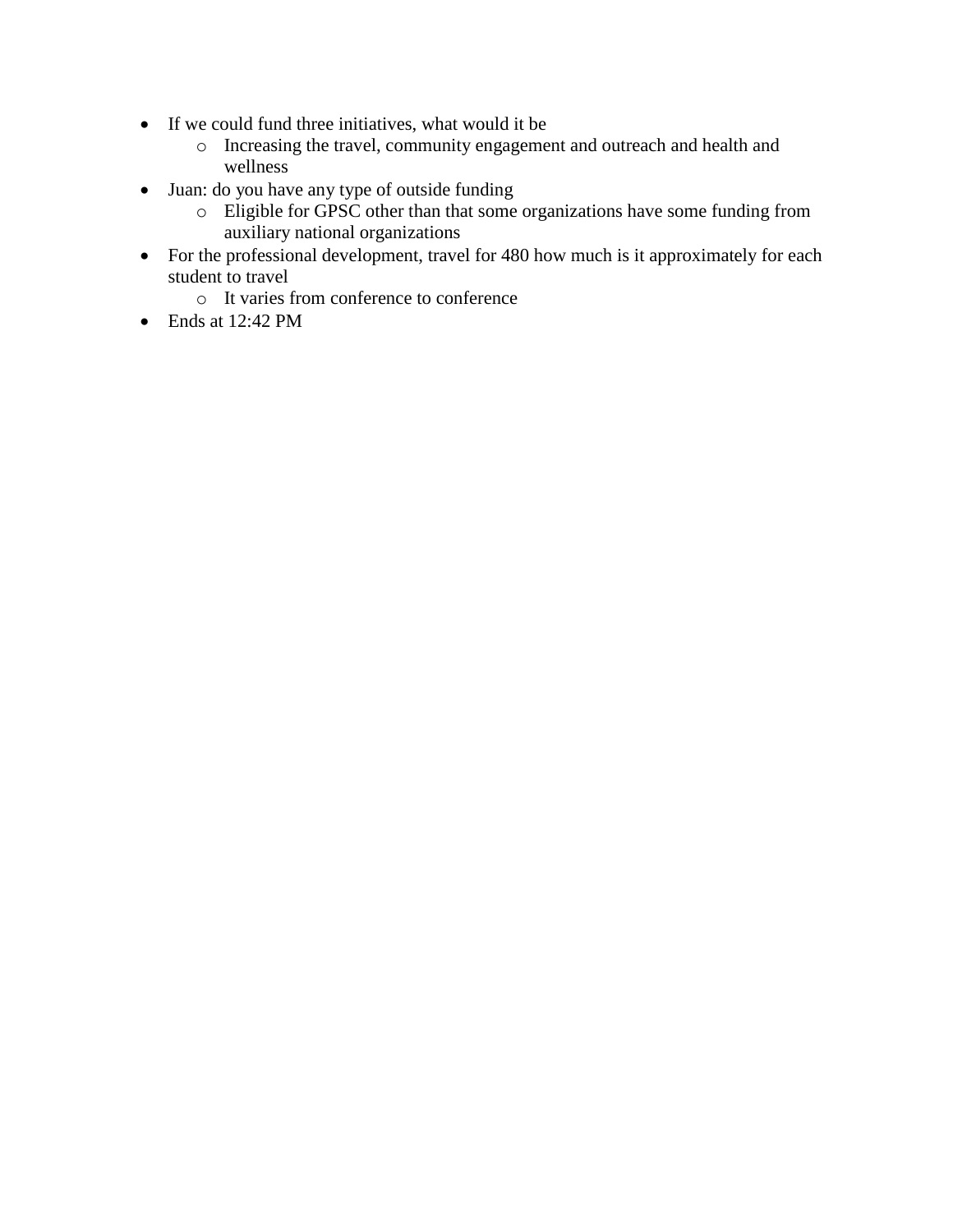- If we could fund three initiatives, what would it be
  - Increasing the travel, community engagement and outreach and health and wellness
- Juan: do you have any type of outside funding
  - Eligible for GPSC other than that some organizations have some funding from auxiliary national organizations
- For the professional development, travel for 480 how much is it approximately for each student to travel
  - It varies from conference to conference
- Ends at 12:42 PM